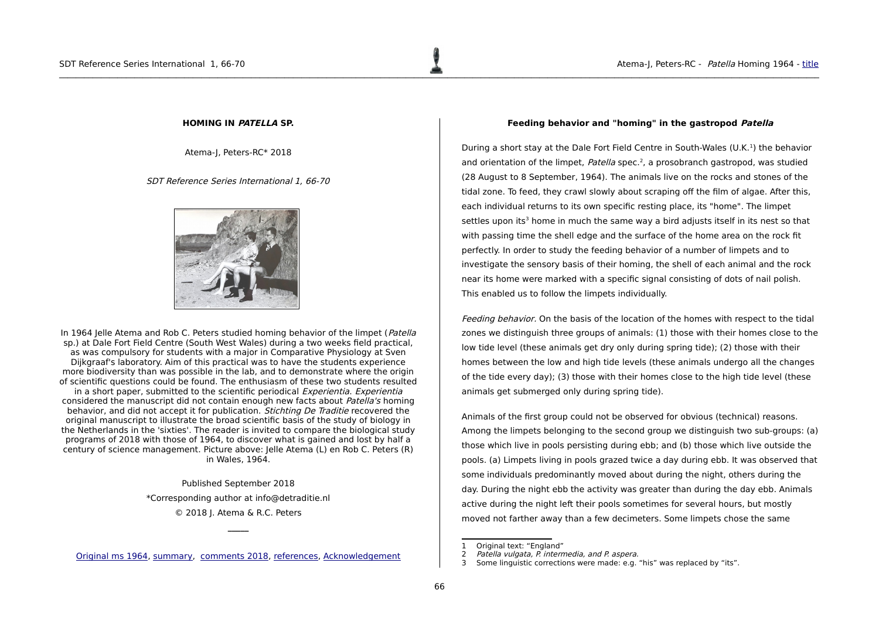## HOMING IN *PATELLA* SP.

Atema-J, Peters-RC* 2018

*SDT Reference Series International 1, 66-70*

In 1964 Jelle Atema and Rob C. Peters studied homing behavior of the limpet (*Patella* sp.) at Dale Fort Field Centre (South West Wales) during a two weeks field practical, as was compulsory for students with a major in Comparative Physiology at Sven Dijkgraaf's laboratory. Aim of this practical was to have the students experience more biodiversity than was possible in the lab, and to demonstrate where the origin of scientific questions could be found. The enthusiasm of these two students resulted in a short paper, submitted to the scientific periodical *Experientia*. *Experientia* considered the manuscript did not contain enough new facts about *Patella's* homing behavior, and did not accept it for publication. *Stichting De Traditie* recovered the original manuscript to illustrate the broad scientific basis of the study of biology in the Netherlands in the 'sixties'. The reader is invited to compare the biological study programs of 2018 with those of 1964, to discover what is gained and lost by half a century of science management. Picture above: Jelle Atema (L) en Rob C. Peters (R) in Wales, 1964.

Published September 2018

*Corresponding author at info@detraditie.nl

© 2018 J. Atema & R.C. Peters

Original ms 1964, summary, comments 2018, references, Acknowledgement

### Feeding behavior and "homing" in the gastropod *Patella*

During a short stay at the Dale Fort Field Centre in South-Wales (U.K.[1]) the behavior and orientation of the limpet, *Patella* spec.[2], a prosobranch gastropod, was studied (28 August to 8 September, 1964). The animals live on the rocks and stones of the tidal zone. To feed, they crawl slowly about scraping off the film of algae. After this, each individual returns to its own specific resting place, its "home". The limpet settles upon its[3] home in much the same way a bird adjusts itself in its nest so that with passing time the shell edge and the surface of the home area on the rock fit perfectly. In order to study the feeding behavior of a number of limpets and to investigate the sensory basis of their homing, the shell of each animal and the rock near its home were marked with a specific signal consisting of dots of nail polish. This enabled us to follow the limpets individually.

*Feeding behavior.* On the basis of the location of the homes with respect to the tidal zones we distinguish three groups of animals: (1) those with their homes close to the low tide level (these animals get dry only during spring tide); (2) those with their homes between the low and high tide levels (these animals undergo all the changes of the tide every day); (3) those with their homes close to the high tide level (these animals get submerged only during spring tide).

Animals of the first group could not be observed for obvious (technical) reasons. Among the limpets belonging to the second group we distinguish two sub-groups: (a) those which live in pools persisting during ebb; and (b) those which live outside the pools. (a) Limpets living in pools grazed twice a day during ebb. It was observed that some individuals predominantly moved about during the night, others during the day. During the night ebb the activity was greater than during the day ebb. Animals active during the night left their pools sometimes for several hours, but mostly moved not farther away than a few decimeters. Some limpets chose the same

1 Original text: "England"

2 *Patella vulgata*, *P. intermedia*, and *P. aspera*.

3 Some linguistic corrections were made: e.g. "his" was replaced by "its".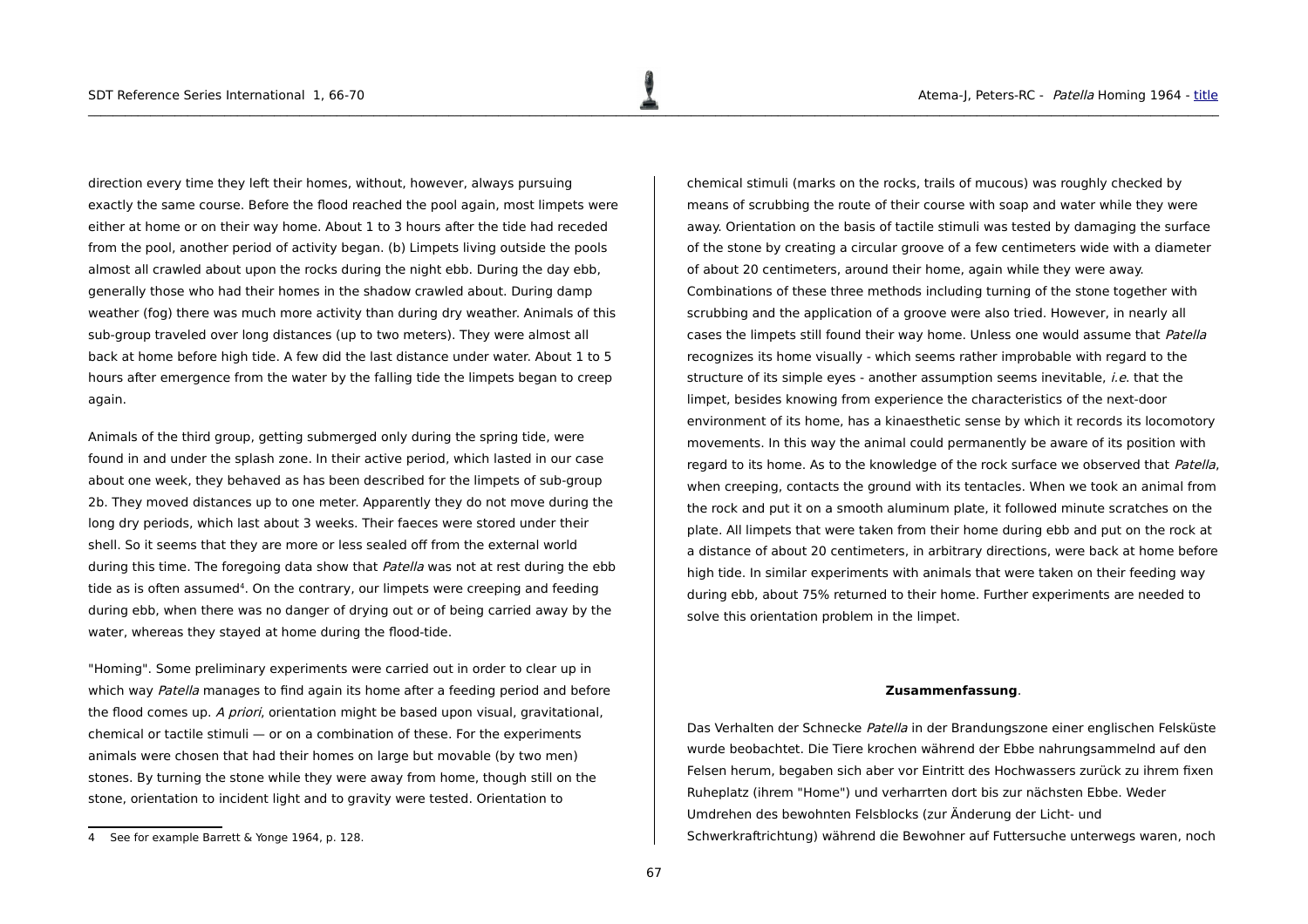direction every time they left their homes, without, however, always pursuing exactly the same course. Before the flood reached the pool again, most limpets were either at home or on their way home. About 1 to 3 hours after the tide had receded from the pool, another period of activity began. (b) Limpets living outside the pools almost all crawled about upon the rocks during the night ebb. During the day ebb, generally those who had their homes in the shadow crawled about. During damp weather (fog) there was much more activity than during dry weather. Animals of this sub-group traveled over long distances (up to two meters). They were almost all back at home before high tide. A few did the last distance under water. About 1 to 5 hours after emergence from the water by the falling tide the limpets began to creep again.

Animals of the third group, getting submerged only during the spring tide, were found in and under the splash zone. In their active period, which lasted in our case about one week, they behaved as has been described for the limpets of sub-group 2b. They moved distances up to one meter. Apparently they do not move during the long dry periods, which last about 3 weeks. Their faeces were stored under their shell. So it seems that they are more or less sealed off from the external world during this time. The foregoing data show that *Patella* was not at rest during the ebb tide as is often assumed[4]. On the contrary, our limpets were creeping and feeding during ebb, when there was no danger of drying out or of being carried away by the water, whereas they stayed at home during the flood-tide.

"Homing". Some preliminary experiments were carried out in order to clear up in which way *Patella* manages to find again its home after a feeding period and before the flood comes up. *A priori*, orientation might be based upon visual, gravitational, chemical or tactile stimuli — or on a combination of these. For the experiments animals were chosen that had their homes on large but movable (by two men) stones. By turning the stone while they were away from home, though still on the stone, orientation to incident light and to gravity were tested. Orientation to chemical stimuli (marks on the rocks, trails of mucous) was roughly checked by means of scrubbing the route of their course with soap and water while they were away. Orientation on the basis of tactile stimuli was tested by damaging the surface of the stone by creating a circular groove of a few centimeters wide with a diameter of about 20 centimeters, around their home, again while they were away. Combinations of these three methods including turning of the stone together with scrubbing and the application of a groove were also tried. However, in nearly all cases the limpets still found their way home. Unless one would assume that *Patella* recognizes its home visually - which seems rather improbable with regard to the structure of its simple eyes - another assumption seems inevitable, *i.e.* that the limpet, besides knowing from experience the characteristics of the next-door environment of its home, has a kinaesthetic sense by which it records its locomotory movements. In this way the animal could permanently be aware of its position with regard to its home. As to the knowledge of the rock surface we observed that *Patella*, when creeping, contacts the ground with its tentacles. When we took an animal from the rock and put it on a smooth aluminum plate, it followed minute scratches on the plate. All limpets that were taken from their home during ebb and put on the rock at a distance of about 20 centimeters, in arbitrary directions, were back at home before high tide. In similar experiments with animals that were taken on their feeding way during ebb, about 75% returned to their home. Further experiments are needed to solve this orientation problem in the limpet.

**Zusammenfassung**.

Das Verhalten der Schnecke *Patella* in der Brandungszone einer englischen Felsküste wurde beobachtet. Die Tiere krochen während der Ebbe nahrungsammelnd auf den Felsen herum, begaben sich aber vor Eintritt des Hochwassers zurück zu ihrem fixen Ruheplatz (ihrem "Home") und verharrten dort bis zur nächsten Ebbe. Weder Umdrehen des bewohnten Felsblocks (zur Änderung der Licht- und Schwerkraftrichtung) während die Bewohner auf Futtersuche unterwegs waren, noch

4 See for example Barrett & Yonge 1964, p. 128.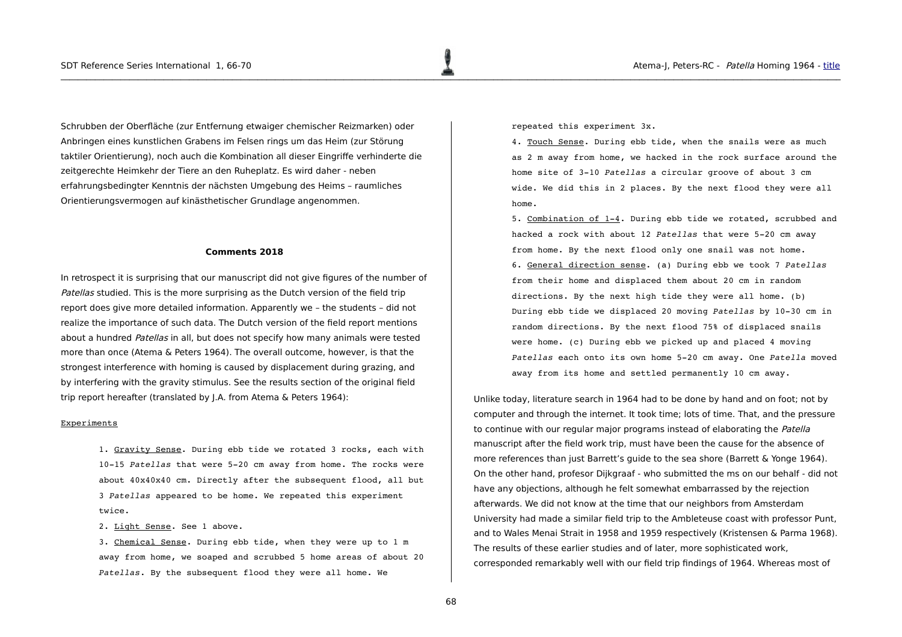Schrubben der Oberfläche (zur Entfernung etwaiger chemischer Reizmarken) oder Anbringen eines kunstlichen Grabens im Felsen rings um das Heim (zur Störung taktiler Orientierung), noch auch die Kombination all dieser Eingriffe verhinderte die zeitgerechte Heimkehr der Tiere an den Ruheplatz. Es wird daher - neben erfahrungsbedingter Kenntnis der nächsten Umgebung des Heims – raumliches Orientierungsvermogen auf kinästhetischer Grundlage angenommen.

**Comments 2018**

In retrospect it is surprising that our manuscript did not give figures of the number of *Patellas* studied. This is the more surprising as the Dutch version of the field trip report does give more detailed information. Apparently we – the students – did not realize the importance of such data. The Dutch version of the field report mentions about a hundred *Patellas* in all, but does not specify how many animals were tested more than once (Atema & Peters 1964). The overall outcome, however, is that the strongest interference with homing is caused by displacement during grazing, and by interfering with the gravity stimulus. See the results section of the original field trip report hereafter (translated by J.A. from Atema & Peters 1964):

<u>Experiments</u>

1. <u>Gravity Sense</u>. During ebb tide we rotated 3 rocks, each with 10-15 *Patellas* that were 5-20 cm away from home. The rocks were about 40x40x40 cm. Directly after the subsequent flood, all but 3 *Patellas* appeared to be home. We repeated this experiment twice.
2. <u>Light Sense</u>. See 1 above.
3. <u>Chemical Sense</u>. During ebb tide, when they were up to 1 m away from home, we soaped and scrubbed 5 home areas of about 20 *Patellas*. By the subsequent flood they were all home. We repeated this experiment 3x.
4. <u>Touch Sense</u>. During ebb tide, when the snails were as much as 2 m away from home, we hacked in the rock surface around the home site of 3-10 *Patellas* a circular groove of about 3 cm wide. We did this in 2 places. By the next flood they were all home.
5. <u>Combination of 1-4</u>. During ebb tide we rotated, scrubbed and hacked a rock with about 12 *Patellas* that were 5-20 cm away from home. By the next flood only one snail was not home.
6. <u>General direction sense</u>. (a) During ebb we took 7 *Patellas* from their home and displaced them about 20 cm in random directions. By the next high tide they were all home. (b) During ebb tide we displaced 20 moving *Patellas* by 10-30 cm in random directions. By the next flood 75% of displaced snails were home. (c) During ebb we picked up and placed 4 moving *Patellas* each onto its own home 5-20 cm away. One *Patella* moved away from its home and settled permanently 10 cm away.

Unlike today, literature search in 1964 had to be done by hand and on foot; not by computer and through the internet. It took time; lots of time. That, and the pressure to continue with our regular major programs instead of elaborating the *Patella* manuscript after the field work trip, must have been the cause for the absence of more references than just Barrett's guide to the sea shore (Barrett & Yonge 1964). On the other hand, profesor Dijkgraaf - who submitted the ms on our behalf - did not have any objections, although he felt somewhat embarrassed by the rejection afterwards. We did not know at the time that our neighbors from Amsterdam University had made a similar field trip to the Ambleteuse coast with professor Punt, and to Wales Menai Strait in 1958 and 1959 respectively (Kristensen & Parma 1968). The results of these earlier studies and of later, more sophisticated work, corresponded remarkably well with our field trip findings of 1964. Whereas most of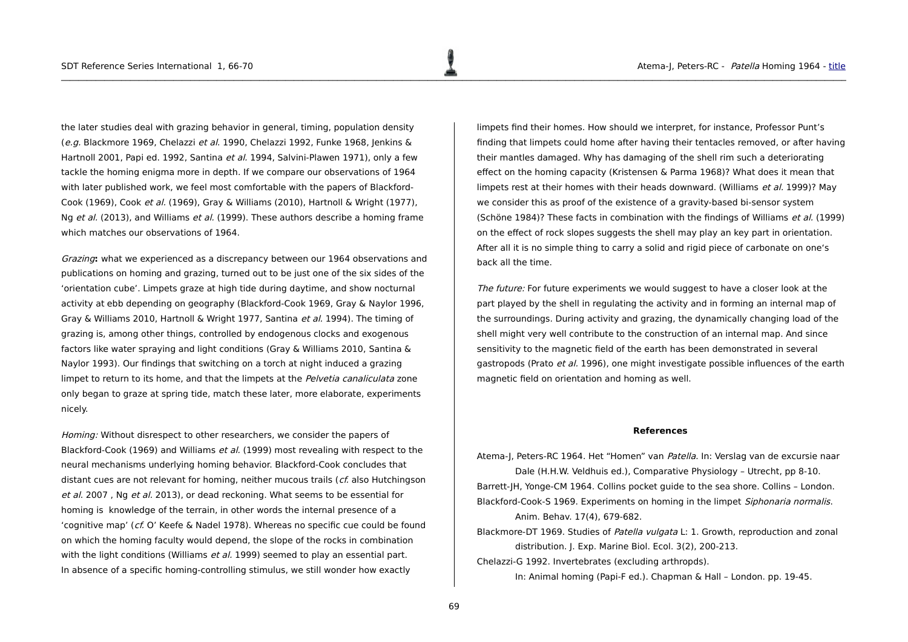the later studies deal with grazing behavior in general, timing, population density (*e.g.* Blackmore 1969, Chelazzi *et al.* 1990, Chelazzi 1992, Funke 1968, Jenkins & Hartnoll 2001, Papi ed. 1992, Santina *et al.* 1994, Salvini-Plawen 1971), only a few tackle the homing enigma more in depth. If we compare our observations of 1964 with later published work, we feel most comfortable with the papers of Blackford-Cook (1969), Cook *et al.* (1969), Gray & Williams (2010), Hartnoll & Wright (1977), Ng *et al.* (2013), and Williams *et al.* (1999). These authors describe a homing frame which matches our observations of 1964.

*Grazing***:** what we experienced as a discrepancy between our 1964 observations and publications on homing and grazing, turned out to be just one of the six sides of the 'orientation cube'. Limpets graze at high tide during daytime, and show nocturnal activity at ebb depending on geography (Blackford-Cook 1969, Gray & Naylor 1996, Gray & Williams 2010, Hartnoll & Wright 1977, Santina *et al.* 1994). The timing of grazing is, among other things, controlled by endogenous clocks and exogenous factors like water spraying and light conditions (Gray & Williams 2010, Santina & Naylor 1993). Our findings that switching on a torch at night induced a grazing limpet to return to its home, and that the limpets at the *Pelvetia canaliculata* zone only began to graze at spring tide, match these later, more elaborate, experiments nicely.

*Homing:* Without disrespect to other researchers, we consider the papers of Blackford-Cook (1969) and Williams *et al.* (1999) most revealing with respect to the neural mechanisms underlying homing behavior. Blackford-Cook concludes that distant cues are not relevant for homing, neither mucous trails (*cf.* also Hutchingson *et al.* 2007 , Ng *et al.* 2013), or dead reckoning. What seems to be essential for homing is knowledge of the terrain, in other words the internal presence of a 'cognitive map' (*cf.* O' Keefe & Nadel 1978). Whereas no specific cue could be found on which the homing faculty would depend, the slope of the rocks in combination with the light conditions (Williams *et al.* 1999) seemed to play an essential part. In absence of a specific homing-controlling stimulus, we still wonder how exactly limpets find their homes. How should we interpret, for instance, Professor Punt's finding that limpets could home after having their tentacles removed, or after having their mantles damaged. Why has damaging of the shell rim such a deteriorating effect on the homing capacity (Kristensen & Parma 1968)? What does it mean that limpets rest at their homes with their heads downward. (Williams *et al.* 1999)? May we consider this as proof of the existence of a gravity-based bi-sensor system (Schöne 1984)? These facts in combination with the findings of Williams *et al.* (1999) on the effect of rock slopes suggests the shell may play an key part in orientation. After all it is no simple thing to carry a solid and rigid piece of carbonate on one's back all the time.

*The future:* For future experiments we would suggest to have a closer look at the part played by the shell in regulating the activity and in forming an internal map of the surroundings. During activity and grazing, the dynamically changing load of the shell might very well contribute to the construction of an internal map. And since sensitivity to the magnetic field of the earth has been demonstrated in several gastropods (Prato *et al.* 1996), one might investigate possible influences of the earth magnetic field on orientation and homing as well.

**References**

Atema-J, Peters-RC 1964. Het "Homen" van *Patella*. In: Verslag van de excursie naar Dale (H.H.W. Veldhuis ed.), Comparative Physiology – Utrecht, pp 8-10.

Barrett-JH, Yonge-CM 1964. Collins pocket guide to the sea shore. Collins – London.

Blackford-Cook-S 1969. Experiments on homing in the limpet *Siphonaria normalis*. Anim. Behav. 17(4), 679-682.

Blackmore-DT 1969. Studies of *Patella vulgata* L: 1. Growth, reproduction and zonal distribution. J. Exp. Marine Biol. Ecol. 3(2), 200-213.

Chelazzi-G 1992. Invertebrates (excluding arthropds). In: Animal homing (Papi-F ed.). Chapman & Hall – London. pp. 19-45.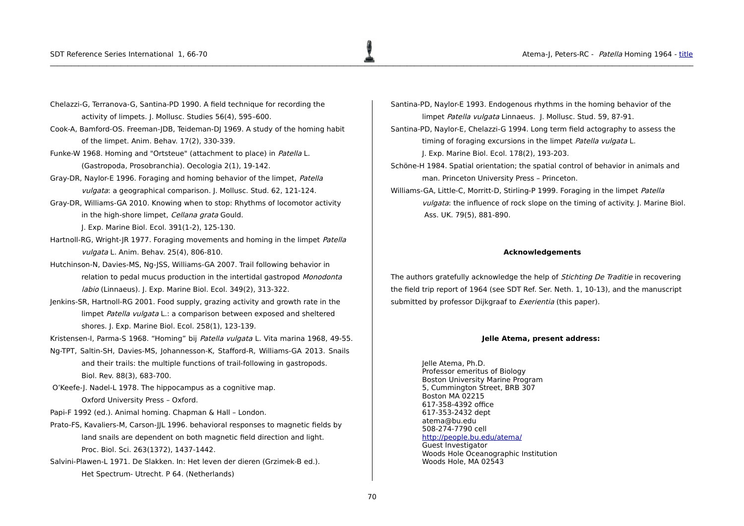Chelazzi-G, Terranova-G, Santina-PD 1990. A field technique for recording the activity of limpets. J. Mollusc. Studies 56(4), 595–600.

Cook-A, Bamford-OS. Freeman-JDB, Teideman-DJ 1969. A study of the homing habit of the limpet. Anim. Behav. 17(2), 330-339.

Funke-W 1968. Homing and "Ortsteue" (attachment to place) in *Patella* L. (Gastropoda, Prosobranchia). Oecologia 2(1), 19-142.

Gray-DR, Naylor-E 1996. Foraging and homing behavior of the limpet, *Patella vulgata*: a geographical comparison. J. Mollusc. Stud. 62, 121-124.

Gray-DR, Williams-GA 2010. Knowing when to stop: Rhythms of locomotor activity in the high-shore limpet, *Cellana grata* Gould. J. Exp. Marine Biol. Ecol. 391(1-2), 125-130.

Hartnoll-RG, Wright-JR 1977. Foraging movements and homing in the limpet *Patella vulgata* L. Anim. Behav. 25(4), 806-810.

Hutchinson-N, Davies-MS, Ng-JSS, Williams-GA 2007. Trail following behavior in relation to pedal mucus production in the intertidal gastropod *Monodonta labio* (Linnaeus). J. Exp. Marine Biol. Ecol. 349(2), 313-322.

Jenkins-SR, Hartnoll-RG 2001. Food supply, grazing activity and growth rate in the limpet *Patella vulgata* L.: a comparison between exposed and sheltered shores. J. Exp. Marine Biol. Ecol. 258(1), 123-139.

Kristensen-I, Parma-S 1968. "Homing" bij *Patella vulgata* L. Vita marina 1968, 49-55.

Ng-TPT, Saltin-SH, Davies-MS, Johannesson-K, Stafford-R, Williams-GA 2013. Snails and their trails: the multiple functions of trail-following in gastropods. Biol. Rev. 88(3), 683-700.

O'Keefe-J. Nadel-L 1978. The hippocampus as a cognitive map. Oxford University Press – Oxford.

Papi-F 1992 (ed.). Animal homing. Chapman & Hall – London.

Prato-FS, Kavaliers-M, Carson-JJL 1996. behavioral responses to magnetic fields by land snails are dependent on both magnetic field direction and light. Proc. Biol. Sci. 263(1372), 1437-1442.

Salvini-Plawen-L 1971. De Slakken. In: Het leven der dieren (Grzimek-B ed.). Het Spectrum- Utrecht. P 64. (Netherlands)

Santina-PD, Naylor-E 1993. Endogenous rhythms in the homing behavior of the limpet *Patella vulgata* Linnaeus. J. Mollusc. Stud. 59, 87-91.

Santina-PD, Naylor-E, Chelazzi-G 1994. Long term field actography to assess the timing of foraging excursions in the limpet *Patella vulgata* L. J. Exp. Marine Biol. Ecol. 178(2), 193-203.

Schöne-H 1984. Spatial orientation; the spatial control of behavior in animals and man. Princeton University Press – Princeton.

Williams-GA, Little-C, Morritt-D, Stirling-P 1999. Foraging in the limpet *Patella vulgata*: the influence of rock slope on the timing of activity. J. Marine Biol. Ass. UK. 79(5), 881-890.

**Acknowledgements**

The authors gratefully acknowledge the help of *Stichting De Traditie* in recovering the field trip report of 1964 (see SDT Ref. Ser. Neth. 1, 10-13), and the manuscript submitted by professor Dijkgraaf to *Exerientia* (this paper).

**Jelle Atema, present address:**

Jelle Atema, Ph.D.
Professor emeritus of Biology
Boston University Marine Program
5, Cummington Street, BRB 307
Boston MA 02215
617-358-4392 office
617-353-2432 dept
atema@bu.edu
508-274-7790 cell
http://people.bu.edu/atema/
Guest Investigator
Woods Hole Oceanographic Institution
Woods Hole, MA 02543